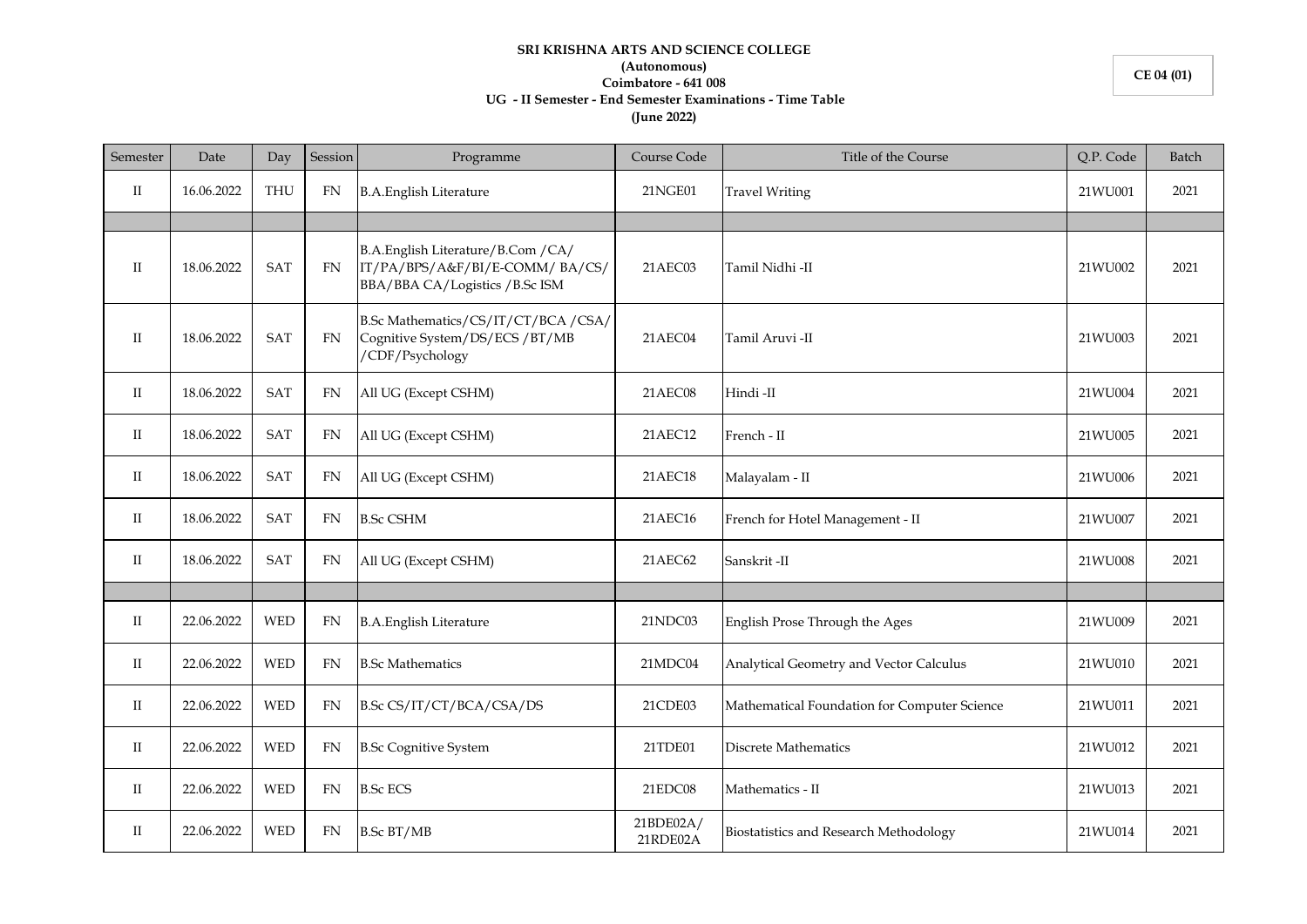**SRI KRISHNA ARTS AND SCIENCE COLLEGE**
**(Autonomous)**
**Coimbatore - 641 008**
**UG - II Semester - End Semester Examinations - Time Table**
**(June 2022)**

**CE 04 (01)**

| Semester | Date | Day | Session | Programme | Course Code | Title of the Course | Q.P. Code | Batch |
|---|---|---|---|---|---|---|---|---|
| II | 16.06.2022 | THU | FN | B.A.English Literature | 21NGE01 | Travel Writing | 21WU001 | 2021 |
| | | | | | | | | |
| II | 18.06.2022 | SAT | FN | B.A.English Literature/B.Com /CA/ IT/PA/BPS/A&F/BI/E-COMM/ BA/CS/ BBA/BBA CA/Logistics /B.Sc ISM | 21AEC03 | Tamil Nidhi -II | 21WU002 | 2021 |
| II | 18.06.2022 | SAT | FN | B.Sc Mathematics/CS/IT/CT/BCA /CSA/ Cognitive System/DS/ECS /BT/MB /CDF/Psychology | 21AEC04 | Tamil Aruvi -II | 21WU003 | 2021 |
| II | 18.06.2022 | SAT | FN | All UG (Except CSHM) | 21AEC08 | Hindi -II | 21WU004 | 2021 |
| II | 18.06.2022 | SAT | FN | All UG (Except CSHM) | 21AEC12 | French - II | 21WU005 | 2021 |
| II | 18.06.2022 | SAT | FN | All UG (Except CSHM) | 21AEC18 | Malayalam - II | 21WU006 | 2021 |
| II | 18.06.2022 | SAT | FN | B.Sc CSHM | 21AEC16 | French for Hotel Management - II | 21WU007 | 2021 |
| II | 18.06.2022 | SAT | FN | All UG (Except CSHM) | 21AEC62 | Sanskrit -II | 21WU008 | 2021 |
| | | | | | | | | |
| II | 22.06.2022 | WED | FN | B.A.English Literature | 21NDC03 | English Prose Through the Ages | 21WU009 | 2021 |
| II | 22.06.2022 | WED | FN | B.Sc Mathematics | 21MDC04 | Analytical Geometry and Vector Calculus | 21WU010 | 2021 |
| II | 22.06.2022 | WED | FN | B.Sc CS/IT/CT/BCA/CSA/DS | 21CDE03 | Mathematical Foundation for Computer Science | 21WU011 | 2021 |
| II | 22.06.2022 | WED | FN | B.Sc Cognitive System | 21TDE01 | Discrete Mathematics | 21WU012 | 2021 |
| II | 22.06.2022 | WED | FN | B.Sc ECS | 21EDC08 | Mathematics - II | 21WU013 | 2021 |
| II | 22.06.2022 | WED | FN | B.Sc BT/MB | 21BDE02A/ 21RDE02A | Biostatistics and Research Methodology | 21WU014 | 2021 |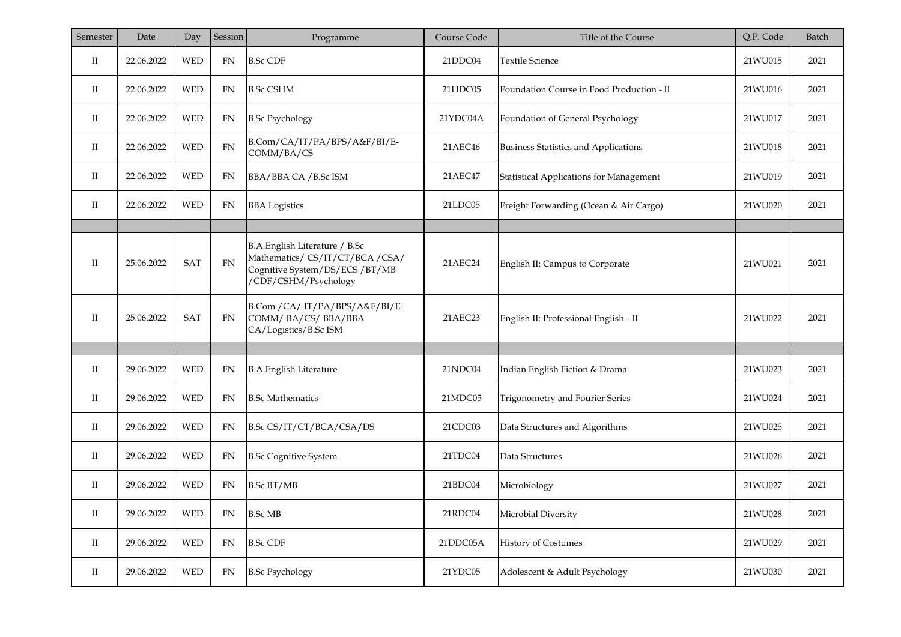| Semester | Date | Day | Session | Programme | Course Code | Title of the Course | Q.P. Code | Batch |
|---|---|---|---|---|---|---|---|---|
| II | 22.06.2022 | WED | FN | B.Sc CDF | 21DDC04 | Textile Science | 21WU015 | 2021 |
| II | 22.06.2022 | WED | FN | B.Sc CSHM | 21HDC05 | Foundation Course in Food Production - II | 21WU016 | 2021 |
| II | 22.06.2022 | WED | FN | B.Sc Psychology | 21YDC04A | Foundation of General Psychology | 21WU017 | 2021 |
| II | 22.06.2022 | WED | FN | B.Com/CA/IT/PA/BPS/A&F/BI/E-COMM/BA/CS | 21AEC46 | Business Statistics and Applications | 21WU018 | 2021 |
| II | 22.06.2022 | WED | FN | BBA/BBA CA /B.Sc ISM | 21AEC47 | Statistical Applications for Management | 21WU019 | 2021 |
| II | 22.06.2022 | WED | FN | BBA Logistics | 21LDC05 | Freight Forwarding (Ocean & Air Cargo) | 21WU020 | 2021 |
| | | | | | | | | |
| II | 25.06.2022 | SAT | FN | B.A.English Literature / B.Sc Mathematics/ CS/IT/CT/BCA /CSA/ Cognitive System/DS/ECS /BT/MB /CDF/CSHM/Psychology | 21AEC24 | English II: Campus to Corporate | 21WU021 | 2021 |
| II | 25.06.2022 | SAT | FN | B.Com /CA/ IT/PA/BPS/A&F/BI/E-COMM/ BA/CS/ BBA/BBA CA/Logistics/B.Sc ISM | 21AEC23 | English II: Professional English - II | 21WU022 | 2021 |
| | | | | | | | | |
| II | 29.06.2022 | WED | FN | B.A.English Literature | 21NDC04 | Indian English Fiction & Drama | 21WU023 | 2021 |
| II | 29.06.2022 | WED | FN | B.Sc Mathematics | 21MDC05 | Trigonometry and Fourier Series | 21WU024 | 2021 |
| II | 29.06.2022 | WED | FN | B.Sc CS/IT/CT/BCA/CSA/DS | 21CDC03 | Data Structures and Algorithms | 21WU025 | 2021 |
| II | 29.06.2022 | WED | FN | B.Sc Cognitive System | 21TDC04 | Data Structures | 21WU026 | 2021 |
| II | 29.06.2022 | WED | FN | B.Sc BT/MB | 21BDC04 | Microbiology | 21WU027 | 2021 |
| II | 29.06.2022 | WED | FN | B.Sc MB | 21RDC04 | Microbial Diversity | 21WU028 | 2021 |
| II | 29.06.2022 | WED | FN | B.Sc CDF | 21DDC05A | History of Costumes | 21WU029 | 2021 |
| II | 29.06.2022 | WED | FN | B.Sc Psychology | 21YDC05 | Adolescent & Adult Psychology | 21WU030 | 2021 |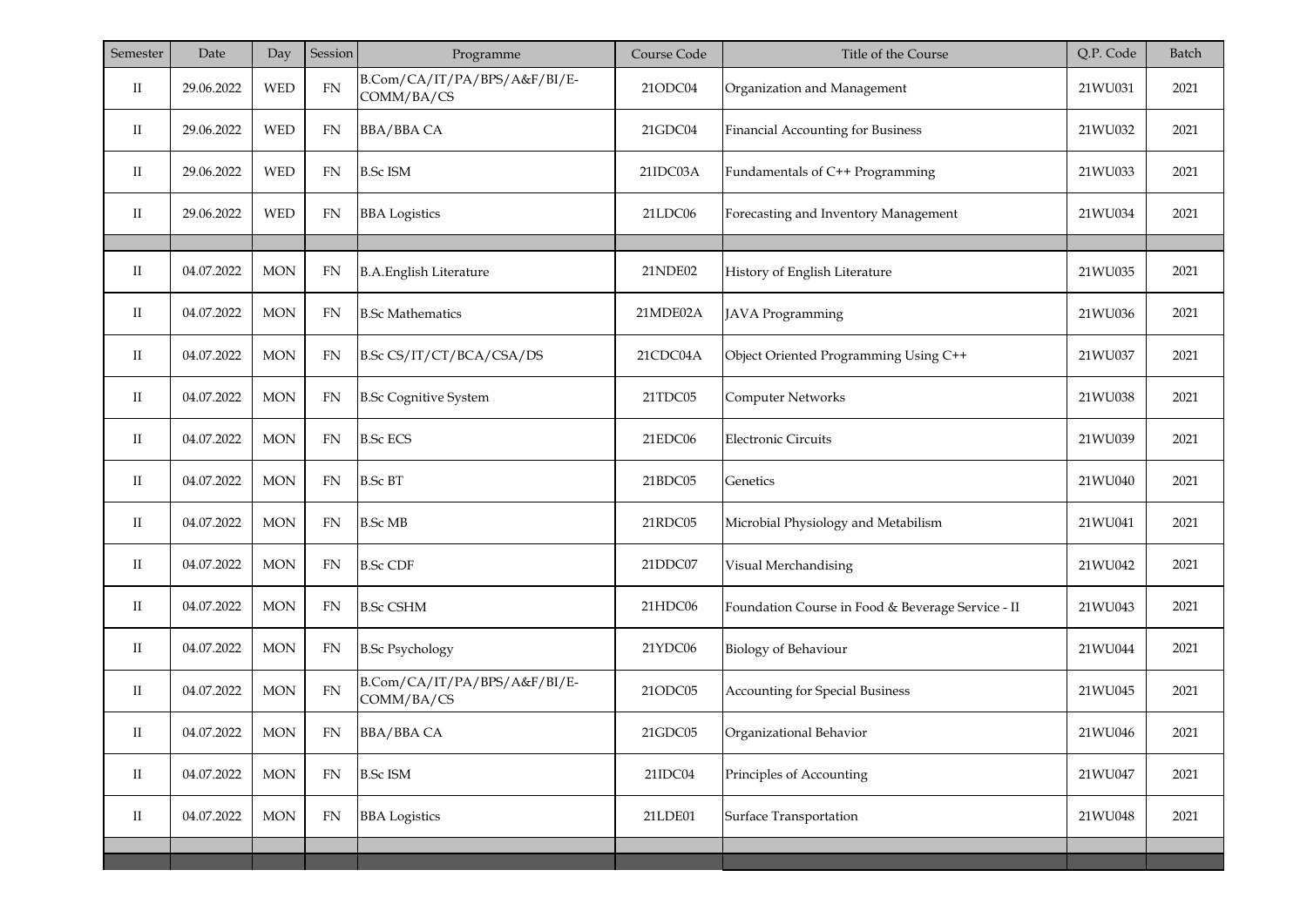| Semester | Date | Day | Session | Programme | Course Code | Title of the Course | Q.P. Code | Batch |
|---|---|---|---|---|---|---|---|---|
| II | 29.06.2022 | WED | FN | B.Com/CA/IT/PA/BPS/A&F/BI/E-COMM/BA/CS | 21ODC04 | Organization and Management | 21WU031 | 2021 |
| II | 29.06.2022 | WED | FN | BBA/BBA CA | 21GDC04 | Financial Accounting for Business | 21WU032 | 2021 |
| II | 29.06.2022 | WED | FN | B.Sc ISM | 21IDC03A | Fundamentals of C++ Programming | 21WU033 | 2021 |
| II | 29.06.2022 | WED | FN | BBA Logistics | 21LDC06 | Forecasting and Inventory Management | 21WU034 | 2021 |
| | | | | | | | | |
| II | 04.07.2022 | MON | FN | B.A.English Literature | 21NDE02 | History of English Literature | 21WU035 | 2021 |
| II | 04.07.2022 | MON | FN | B.Sc Mathematics | 21MDE02A | JAVA Programming | 21WU036 | 2021 |
| II | 04.07.2022 | MON | FN | B.Sc CS/IT/CT/BCA/CSA/DS | 21CDC04A | Object Oriented Programming Using C++ | 21WU037 | 2021 |
| II | 04.07.2022 | MON | FN | B.Sc Cognitive System | 21TDC05 | Computer Networks | 21WU038 | 2021 |
| II | 04.07.2022 | MON | FN | B.Sc ECS | 21EDC06 | Electronic Circuits | 21WU039 | 2021 |
| II | 04.07.2022 | MON | FN | B.Sc BT | 21BDC05 | Genetics | 21WU040 | 2021 |
| II | 04.07.2022 | MON | FN | B.Sc MB | 21RDC05 | Microbial Physiology and Metabilism | 21WU041 | 2021 |
| II | 04.07.2022 | MON | FN | B.Sc CDF | 21DDC07 | Visual Merchandising | 21WU042 | 2021 |
| II | 04.07.2022 | MON | FN | B.Sc CSHM | 21HDC06 | Foundation Course in Food & Beverage Service - II | 21WU043 | 2021 |
| II | 04.07.2022 | MON | FN | B.Sc Psychology | 21YDC06 | Biology of Behaviour | 21WU044 | 2021 |
| II | 04.07.2022 | MON | FN | B.Com/CA/IT/PA/BPS/A&F/BI/E-COMM/BA/CS | 21ODC05 | Accounting for Special Business | 21WU045 | 2021 |
| II | 04.07.2022 | MON | FN | BBA/BBA CA | 21GDC05 | Organizational Behavior | 21WU046 | 2021 |
| II | 04.07.2022 | MON | FN | B.Sc ISM | 21IDC04 | Principles of Accounting | 21WU047 | 2021 |
| II | 04.07.2022 | MON | FN | BBA Logistics | 21LDE01 | Surface Transportation | 21WU048 | 2021 |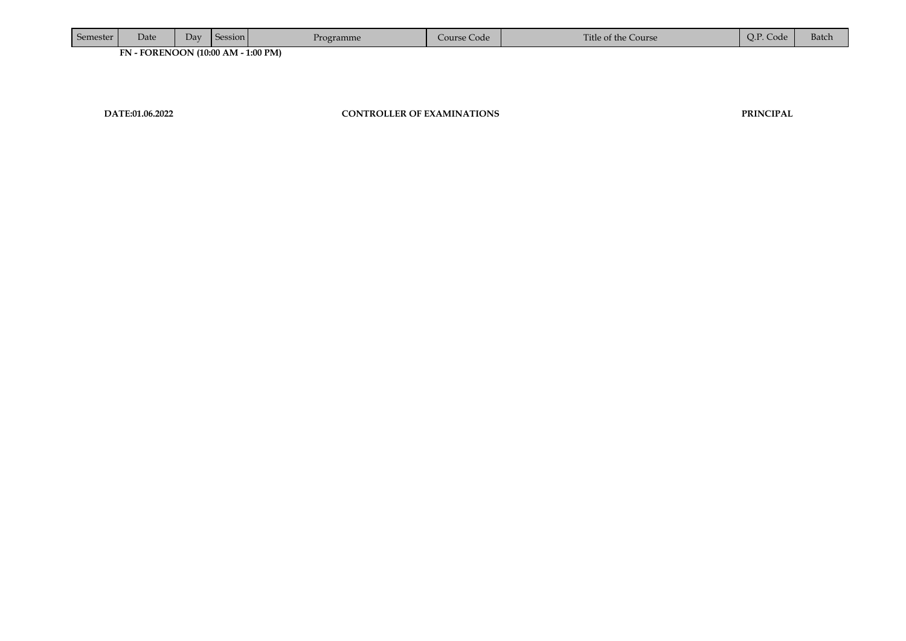| Semester | Date | Day | Session | Programme | Course Code | Title of the Course | Q.P. Code | Batch |
|---|---|---|---|---|---|---|---|---|

**FN - FORENOON (10:00 AM - 1:00 PM)**

**DATE:01.06.2022** **CONTROLLER OF EXAMINATIONS** **PRINCIPAL**